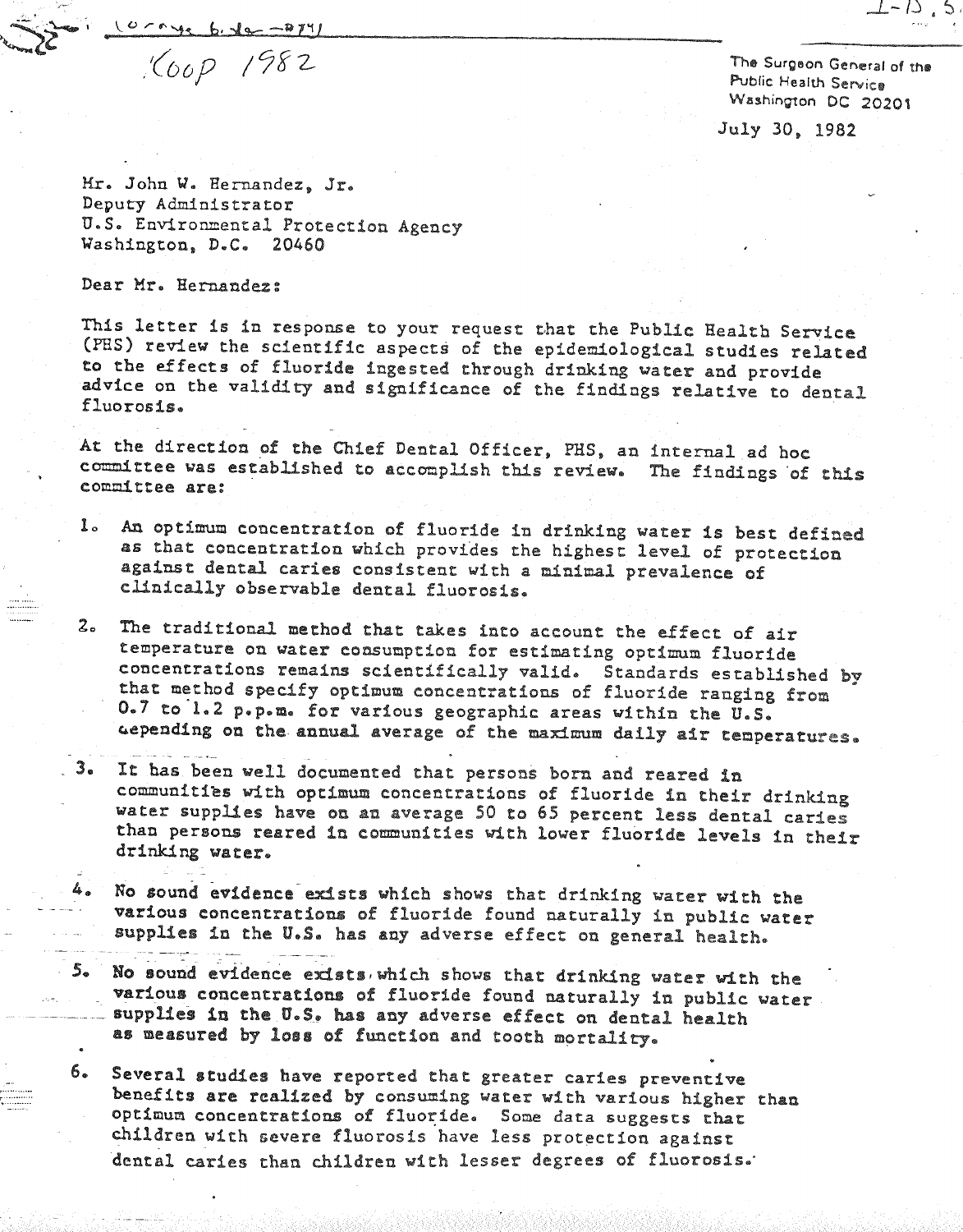Koop 1982

The Surgeon General of the
Public Health Service
Washington DC 20201

July 30, 1982

Mr. John W. Hernandez, Jr.
Deputy Administrator
U.S. Environmental Protection Agency
Washington, D.C. 20460

Dear Mr. Hernandez:

This letter is in response to your request that the Public Health Service (PHS) review the scientific aspects of the epidemiological studies related to the effects of fluoride ingested through drinking water and provide advice on the validity and significance of the findings relative to dental fluorosis.

At the direction of the Chief Dental Officer, PHS, an internal ad hoc committee was established to accomplish this review. The findings of this committee are:

1. An optimum concentration of fluoride in drinking water is best defined as that concentration which provides the highest level of protection against dental caries consistent with a minimal prevalence of clinically observable dental fluorosis.

2. The traditional method that takes into account the effect of air temperature on water consumption for estimating optimum fluoride concentrations remains scientifically valid. Standards established by that method specify optimum concentrations of fluoride ranging from 0.7 to 1.2 p.p.m. for various geographic areas within the U.S. depending on the annual average of the maximum daily air temperatures.

3. It has been well documented that persons born and reared in communities with optimum concentrations of fluoride in their drinking water supplies have on an average 50 to 65 percent less dental caries than persons reared in communities with lower fluoride levels in their drinking water.

4. No sound evidence exists which shows that drinking water with the various concentrations of fluoride found naturally in public water supplies in the U.S. has any adverse effect on general health.

5. No sound evidence exists which shows that drinking water with the various concentrations of fluoride found naturally in public water supplies in the U.S. has any adverse effect on dental health as measured by loss of function and tooth mortality.

6. Several studies have reported that greater caries preventive benefits are realized by consuming water with various higher than optimum concentrations of fluoride. Some data suggests that children with severe fluorosis have less protection against dental caries than children with lesser degrees of fluorosis.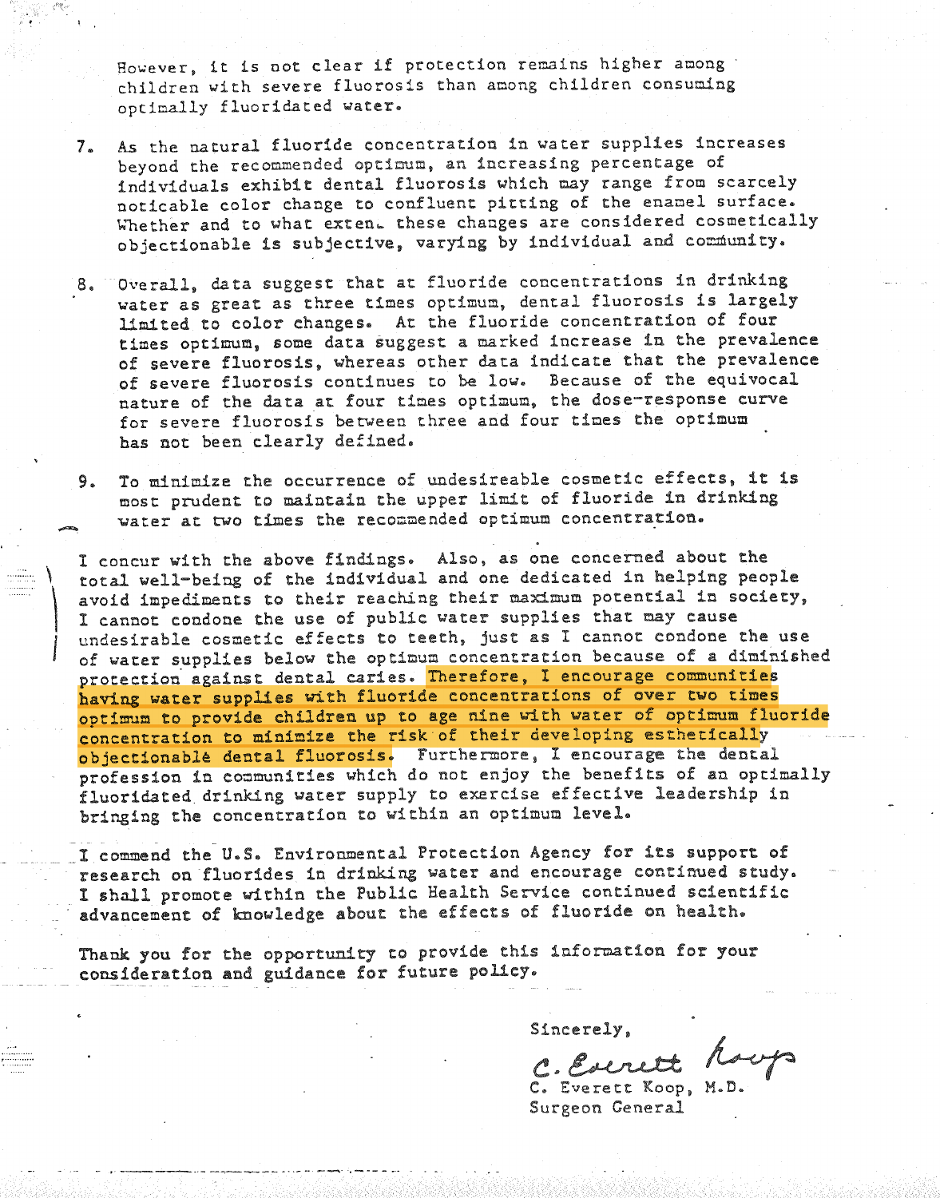However, it is not clear if protection remains higher among children with severe fluorosis than among children consuming optimally fluoridated water.

7. As the natural fluoride concentration in water supplies increases beyond the recommended optimum, an increasing percentage of individuals exhibit dental fluorosis which may range from scarcely noticable color change to confluent pitting of the enamel surface. Whether and to what extent these changes are considered cosmetically objectionable is subjective, varying by individual and community.

8. Overall, data suggest that at fluoride concentrations in drinking water as great as three times optimum, dental fluorosis is largely limited to color changes. At the fluoride concentration of four times optimum, some data suggest a marked increase in the prevalence of severe fluorosis, whereas other data indicate that the prevalence of severe fluorosis continues to be low. Because of the equivocal nature of the data at four times optimum, the dose-response curve for severe fluorosis between three and four times the optimum has not been clearly defined.

9. To minimize the occurrence of undesireable cosmetic effects, it is most prudent to maintain the upper limit of fluoride in drinking water at two times the recommended optimum concentration.

I concur with the above findings. Also, as one concerned about the total well-being of the individual and one dedicated in helping people avoid impediments to their reaching their maximum potential in society, I cannot condone the use of public water supplies that may cause undesirable cosmetic effects to teeth, just as I cannot condone the use of water supplies below the optimum concentration because of a diminished protection against dental caries. Therefore, I encourage communities having water supplies with fluoride concentrations of over two times optimum to provide children up to age nine with water of optimum fluoride concentration to minimize the risk of their developing esthetically objectionable dental fluorosis. Furthermore, I encourage the dental profession in communities which do not enjoy the benefits of an optimally fluoridated drinking water supply to exercise effective leadership in bringing the concentration to within an optimum level.

I commend the U.S. Environmental Protection Agency for its support of research on fluorides in drinking water and encourage continued study. I shall promote within the Public Health Service continued scientific advancement of knowledge about the effects of fluoride on health.

Thank you for the opportunity to provide this information for your consideration and guidance for future policy.

Sincerely,

C. Everett Koop

C. Everett Koop, M.D.
Surgeon General